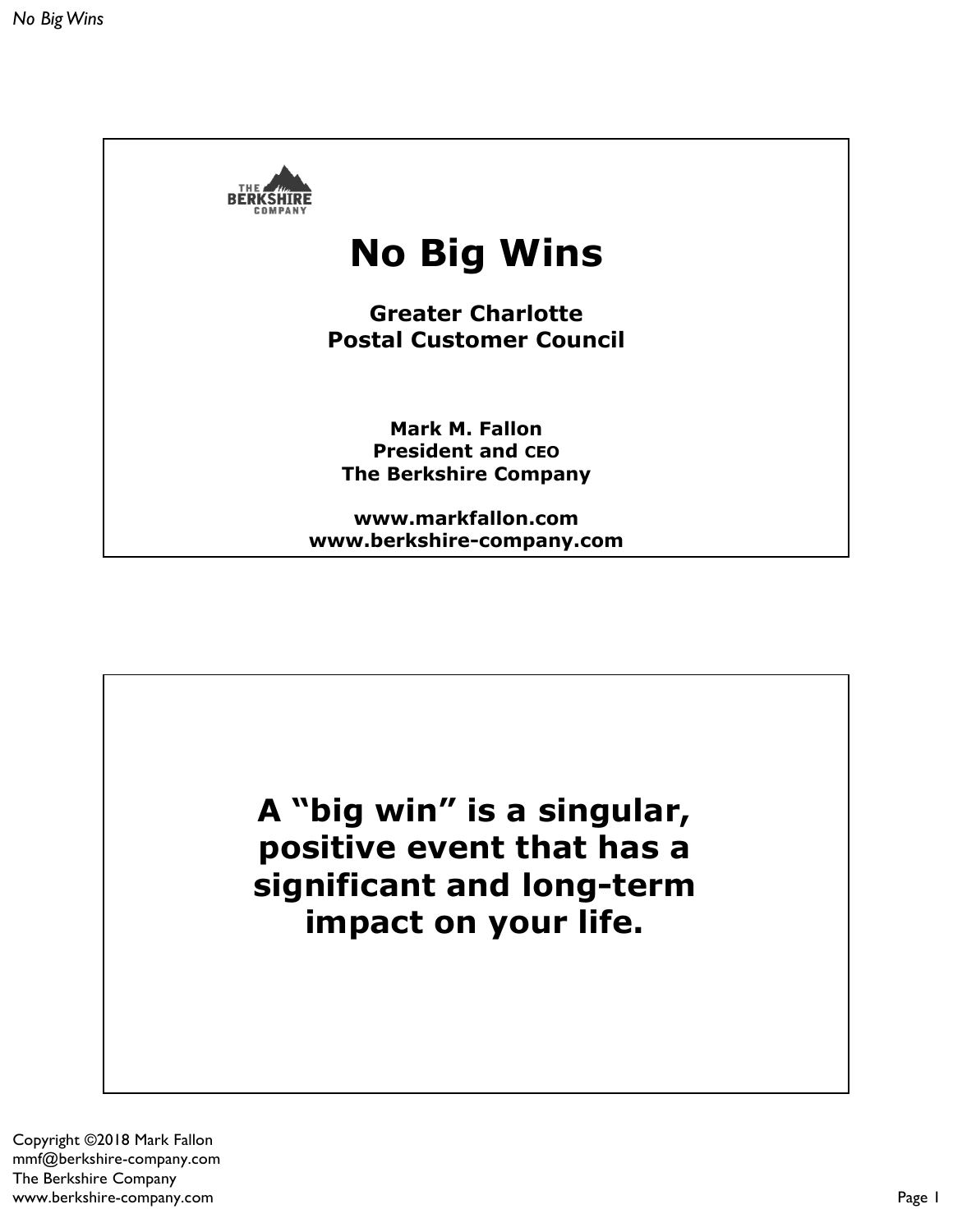# No Big Wins

**Greater Charlotte Postal Customer Council**

**Mark M. Fallon**
**President and CEO**
**The Berkshire Company**

**www.markfallon.com**
**www.berkshire-company.com**

---

**A "big win" is a singular, positive event that has a significant and long-term impact on your life.**

---

Copyright ©2018 Mark Fallon
mmf@berkshire-company.com
The Berkshire Company
www.berkshire-company.com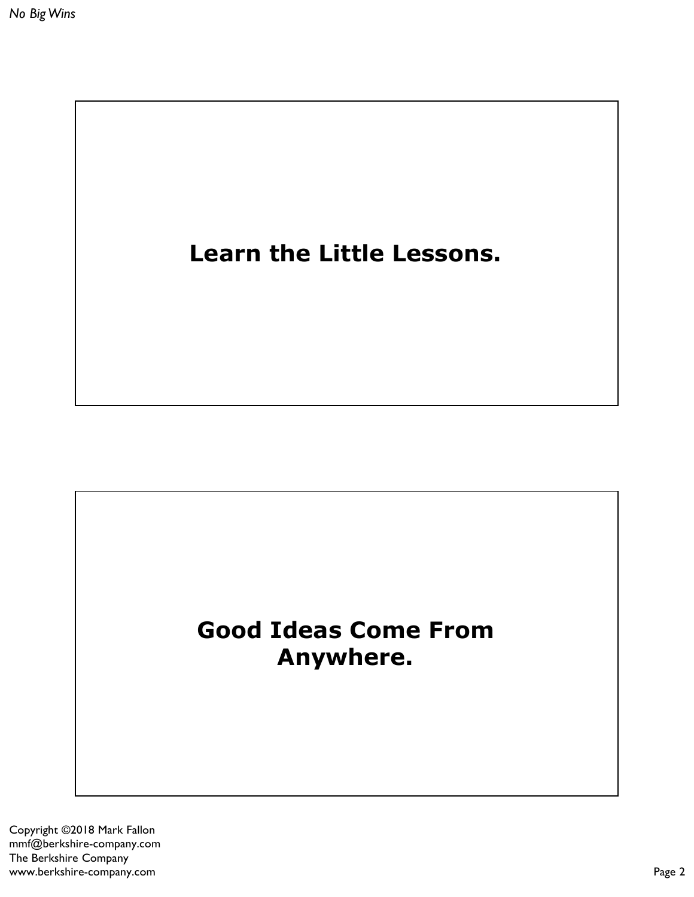**Learn the Little Lessons.**

**Good Ideas Come From Anywhere.**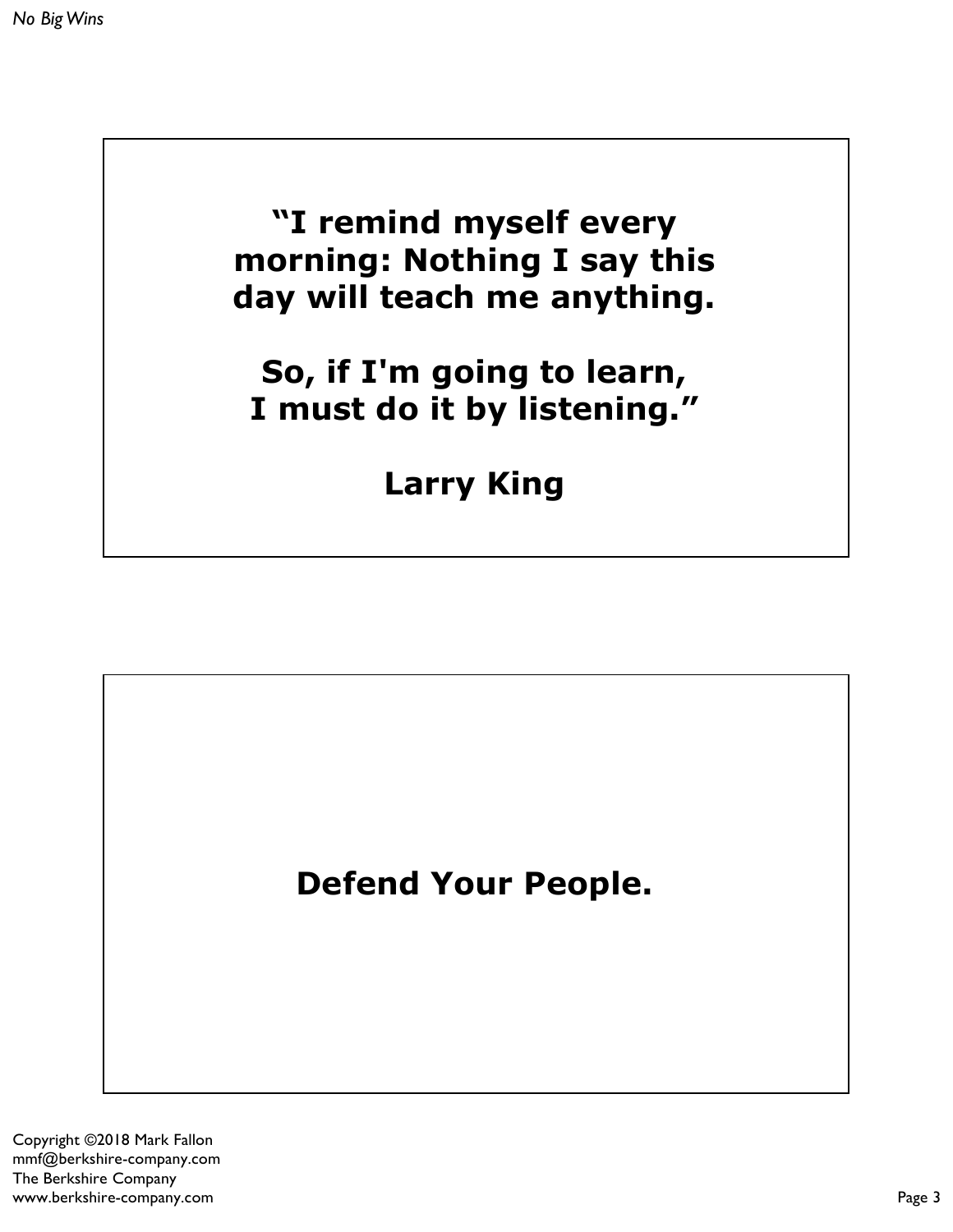**"I remind myself every morning: Nothing I say this day will teach me anything.**

**So, if I'm going to learn, I must do it by listening."**

**Larry King**

**Defend Your People.**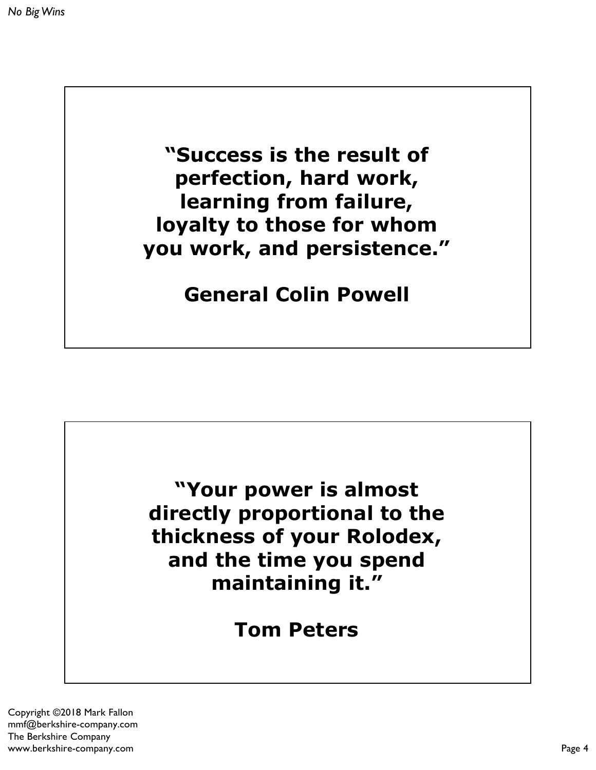**"Success is the result of perfection, hard work, learning from failure, loyalty to those for whom you work, and persistence."**

**General Colin Powell**

**"Your power is almost directly proportional to the thickness of your Rolodex, and the time you spend maintaining it."**

**Tom Peters**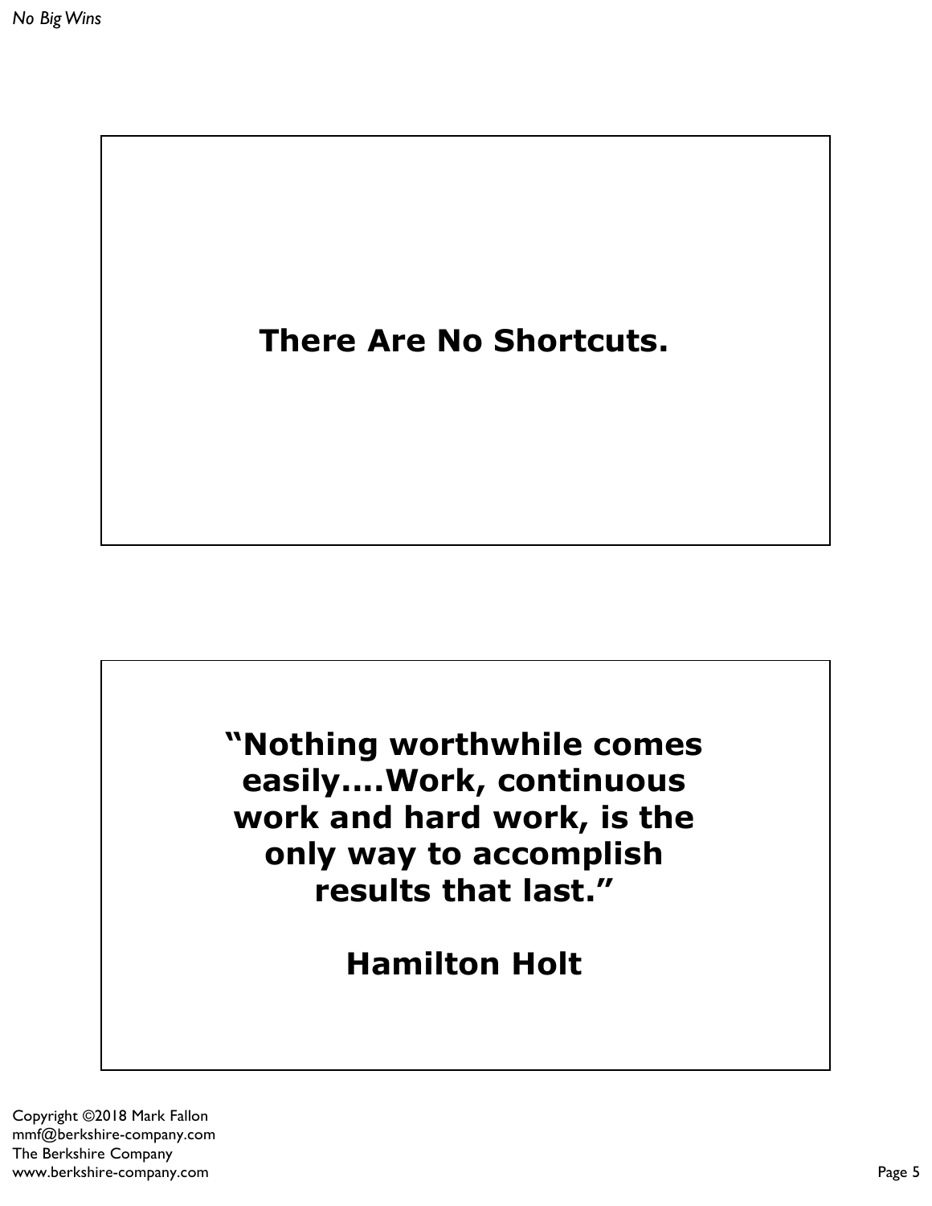**There Are No Shortcuts.**

**"Nothing worthwhile comes easily....Work, continuous work and hard work, is the only way to accomplish results that last."**

**Hamilton Holt**

Copyright ©2018 Mark Fallon
mmf@berkshire-company.com
The Berkshire Company
www.berkshire-company.com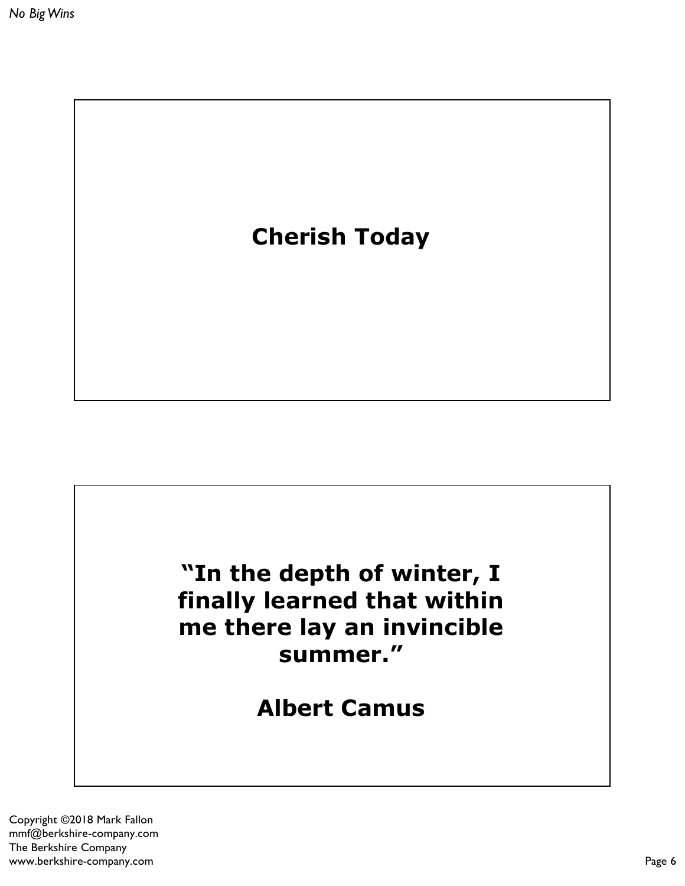**Cherish Today**

**"In the depth of winter, I finally learned that within me there lay an invincible summer."**

**Albert Camus**

Copyright ©2018 Mark Fallon
mmf@berkshire-company.com
The Berkshire Company
www.berkshire-company.com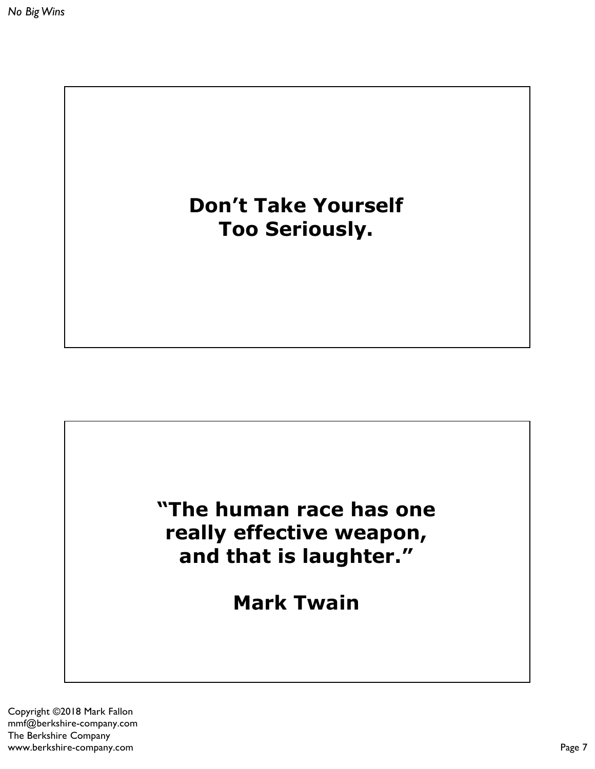**Don't Take Yourself Too Seriously.**

**"The human race has one really effective weapon, and that is laughter."**

**Mark Twain**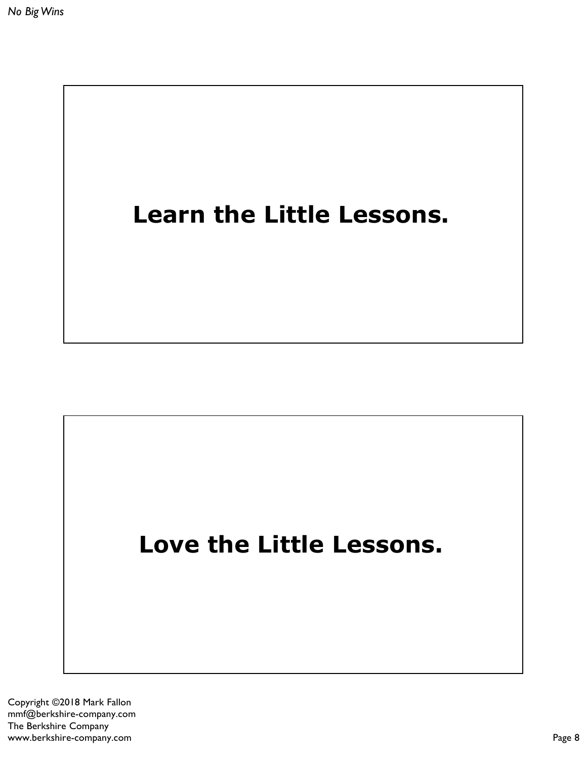**Learn the Little Lessons.**

**Love the Little Lessons.**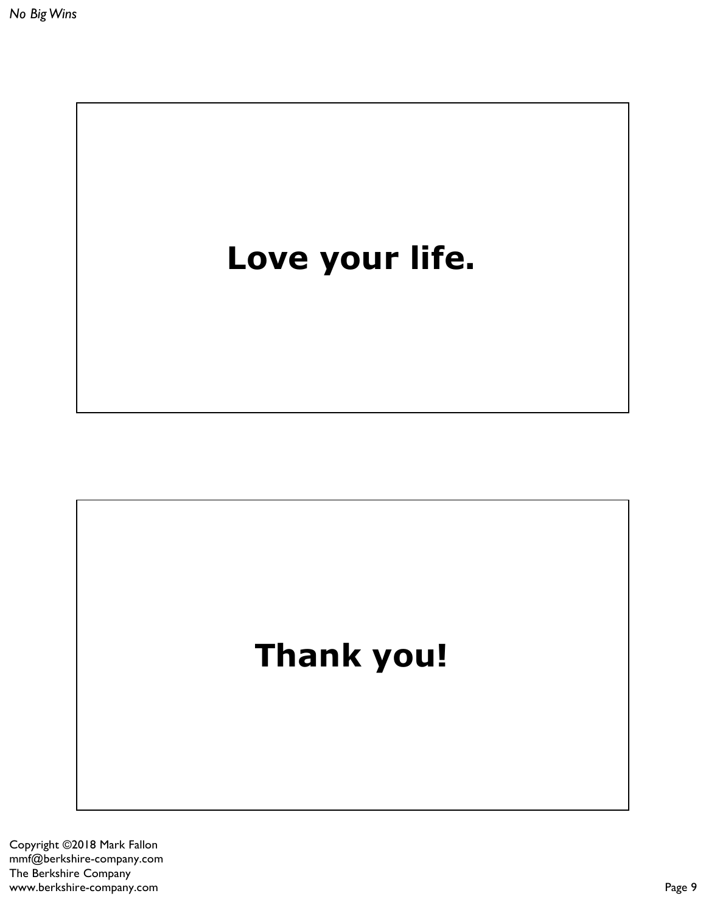**Love your life.**

**Thank you!**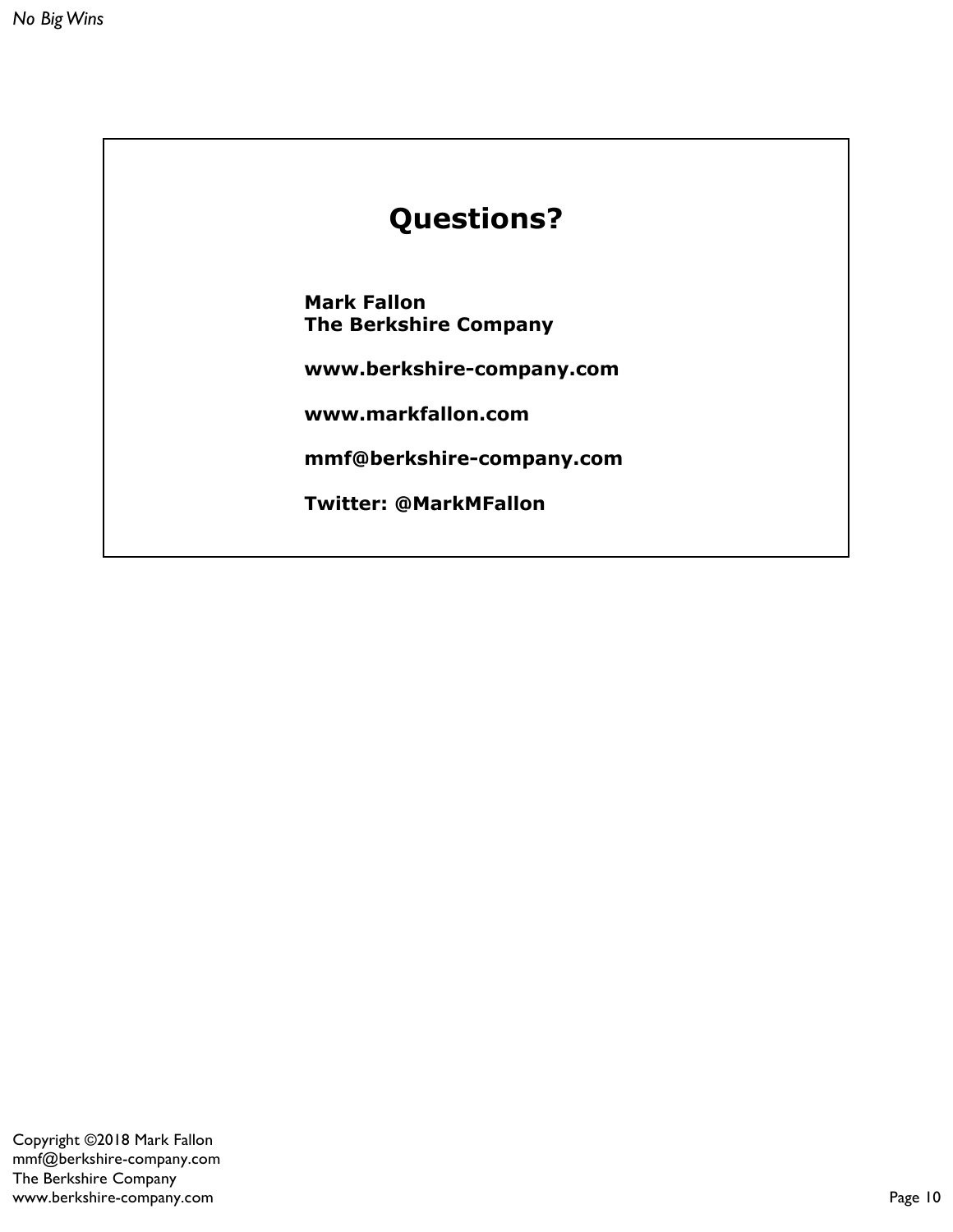## Questions?

**Mark Fallon**
**The Berkshire Company**

**www.berkshire-company.com**

**www.markfallon.com**

**mmf@berkshire-company.com**

**Twitter: @MarkMFallon**